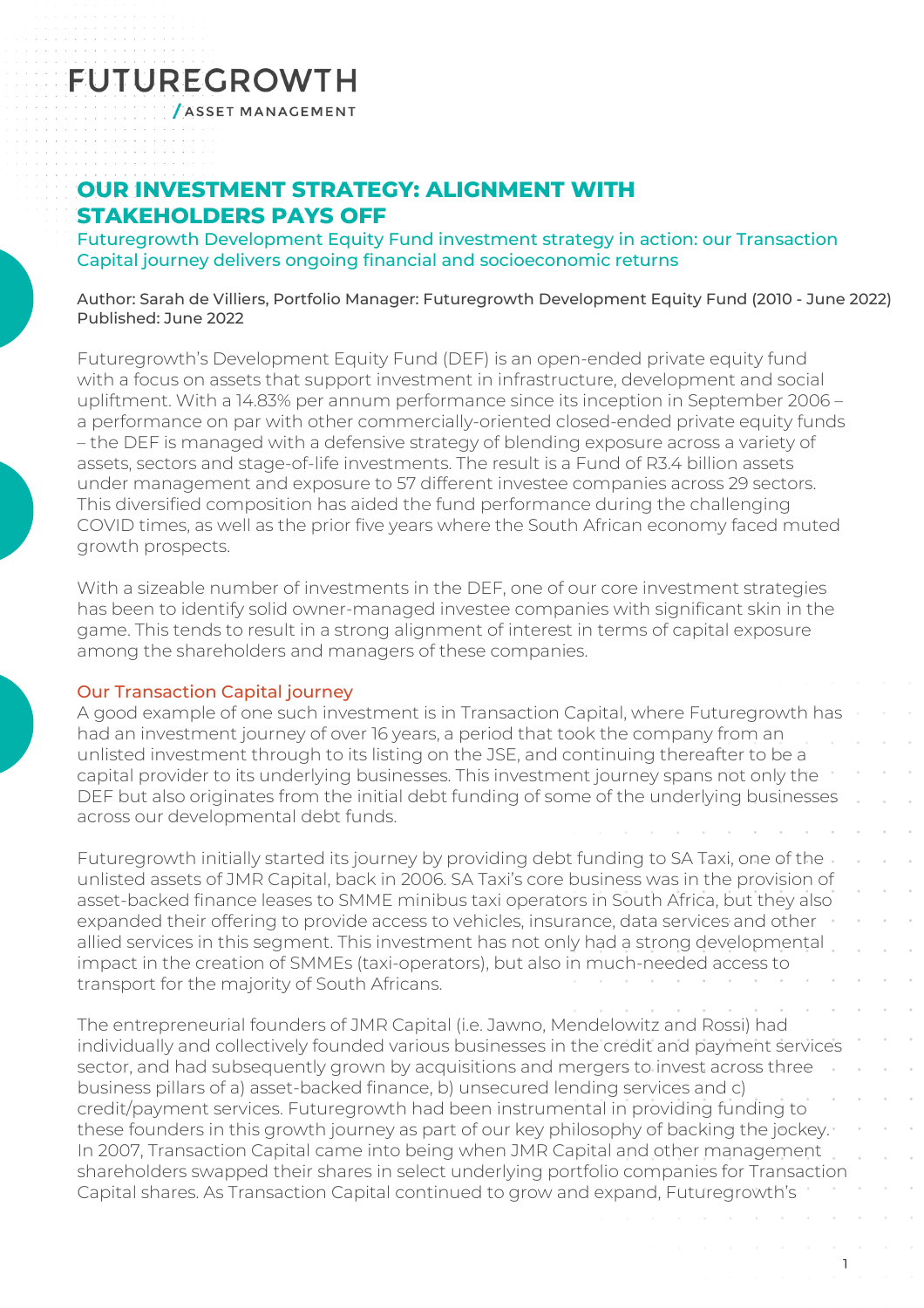FUTUREGROWTH
/ASSET MANAGEMENT

# OUR INVESTMENT STRATEGY: ALIGNMENT WITH STAKEHOLDERS PAYS OFF

## Futuregrowth Development Equity Fund investment strategy in action: our Transaction Capital journey delivers ongoing financial and socioeconomic returns

Author: Sarah de Villiers, Portfolio Manager: Futuregrowth Development Equity Fund (2010 - June 2022)
Published: June 2022

Futuregrowth's Development Equity Fund (DEF) is an open-ended private equity fund with a focus on assets that support investment in infrastructure, development and social upliftment. With a 14.83% per annum performance since its inception in September 2006 – a performance on par with other commercially-oriented closed-ended private equity funds – the DEF is managed with a defensive strategy of blending exposure across a variety of assets, sectors and stage-of-life investments. The result is a Fund of R3.4 billion assets under management and exposure to 57 different investee companies across 29 sectors. This diversified composition has aided the fund performance during the challenging COVID times, as well as the prior five years where the South African economy faced muted growth prospects.

With a sizeable number of investments in the DEF, one of our core investment strategies has been to identify solid owner-managed investee companies with significant skin in the game. This tends to result in a strong alignment of interest in terms of capital exposure among the shareholders and managers of these companies.

### Our Transaction Capital journey

A good example of one such investment is in Transaction Capital, where Futuregrowth has had an investment journey of over 16 years, a period that took the company from an unlisted investment through to its listing on the JSE, and continuing thereafter to be a capital provider to its underlying businesses. This investment journey spans not only the DEF but also originates from the initial debt funding of some of the underlying businesses across our developmental debt funds.

Futuregrowth initially started its journey by providing debt funding to SA Taxi, one of the unlisted assets of JMR Capital, back in 2006. SA Taxi's core business was in the provision of asset-backed finance leases to SMME minibus taxi operators in South Africa, but they also expanded their offering to provide access to vehicles, insurance, data services and other allied services in this segment. This investment has not only had a strong developmental impact in the creation of SMMEs (taxi-operators), but also in much-needed access to transport for the majority of South Africans.

The entrepreneurial founders of JMR Capital (i.e. Jawno, Mendelowitz and Rossi) had individually and collectively founded various businesses in the credit and payment services sector, and had subsequently grown by acquisitions and mergers to invest across three business pillars of a) asset-backed finance, b) unsecured lending services and c) credit/payment services. Futuregrowth had been instrumental in providing funding to these founders in this growth journey as part of our key philosophy of backing the jockey. In 2007, Transaction Capital came into being when JMR Capital and other management shareholders swapped their shares in select underlying portfolio companies for Transaction Capital shares. As Transaction Capital continued to grow and expand, Futuregrowth's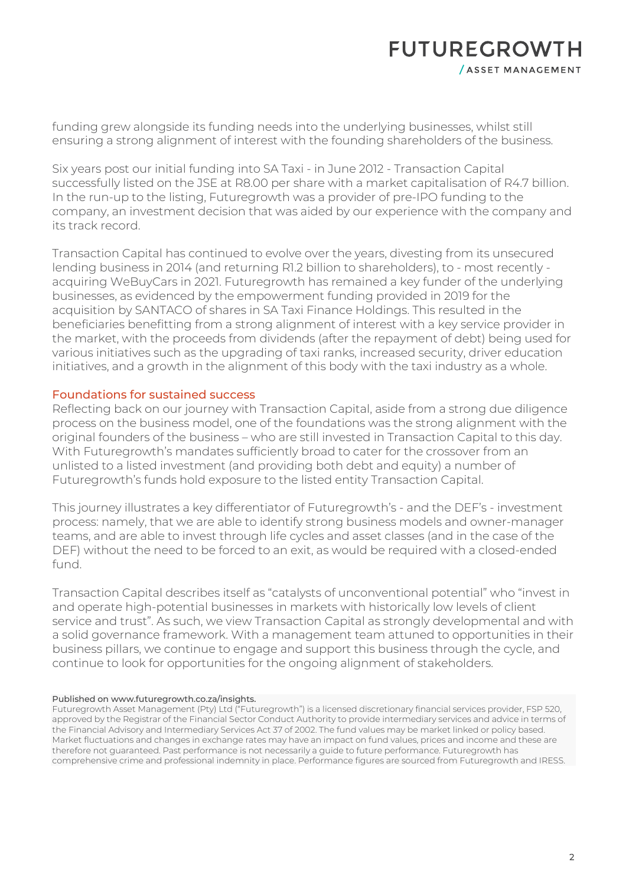funding grew alongside its funding needs into the underlying businesses, whilst still ensuring a strong alignment of interest with the founding shareholders of the business.

Six years post our initial funding into SA Taxi - in June 2012 - Transaction Capital successfully listed on the JSE at R8.00 per share with a market capitalisation of R4.7 billion. In the run-up to the listing, Futuregrowth was a provider of pre-IPO funding to the company, an investment decision that was aided by our experience with the company and its track record.

Transaction Capital has continued to evolve over the years, divesting from its unsecured lending business in 2014 (and returning R1.2 billion to shareholders), to - most recently - acquiring WeBuyCars in 2021. Futuregrowth has remained a key funder of the underlying businesses, as evidenced by the empowerment funding provided in 2019 for the acquisition by SANTACO of shares in SA Taxi Finance Holdings. This resulted in the beneficiaries benefitting from a strong alignment of interest with a key service provider in the market, with the proceeds from dividends (after the repayment of debt) being used for various initiatives such as the upgrading of taxi ranks, increased security, driver education initiatives, and a growth in the alignment of this body with the taxi industry as a whole.

## Foundations for sustained success

Reflecting back on our journey with Transaction Capital, aside from a strong due diligence process on the business model, one of the foundations was the strong alignment with the original founders of the business – who are still invested in Transaction Capital to this day. With Futuregrowth's mandates sufficiently broad to cater for the crossover from an unlisted to a listed investment (and providing both debt and equity) a number of Futuregrowth's funds hold exposure to the listed entity Transaction Capital.

This journey illustrates a key differentiator of Futuregrowth's - and the DEF's - investment process: namely, that we are able to identify strong business models and owner-manager teams, and are able to invest through life cycles and asset classes (and in the case of the DEF) without the need to be forced to an exit, as would be required with a closed-ended fund.

Transaction Capital describes itself as "catalysts of unconventional potential" who "invest in and operate high-potential businesses in markets with historically low levels of client service and trust". As such, we view Transaction Capital as strongly developmental and with a solid governance framework. With a management team attuned to opportunities in their business pillars, we continue to engage and support this business through the cycle, and continue to look for opportunities for the ongoing alignment of stakeholders.

**Published on www.futuregrowth.co.za/insights.**

Futuregrowth Asset Management (Pty) Ltd ("Futuregrowth") is a licensed discretionary financial services provider, FSP 520, approved by the Registrar of the Financial Sector Conduct Authority to provide intermediary services and advice in terms of the Financial Advisory and Intermediary Services Act 37 of 2002. The fund values may be market linked or policy based. Market fluctuations and changes in exchange rates may have an impact on fund values, prices and income and these are therefore not guaranteed. Past performance is not necessarily a guide to future performance. Futuregrowth has comprehensive crime and professional indemnity in place. Performance figures are sourced from Futuregrowth and IRESS.